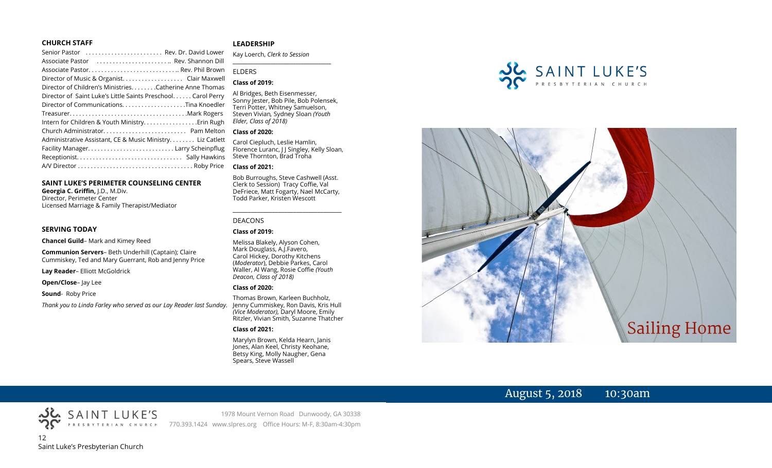## CHURCH STAFF

Senior Pastor . . . . . . . . . . . . . . . . . . . . . . . Rev. Dr. David Lower
Associate Pastor . . . . . . . . . . . . . . . . . . . . . .. Rev. Shannon Dill
Associate Pastor. . . . . . . . . . . . . . . . . . . . . . . . . . .. Rev. Phil Brown
Director of Music & Organist. . . . . . . . . . . . . . . . . . Clair Maxwell
Director of Children's Ministries. . . . . . . .Catherine Anne Thomas
Director of Saint Luke's Little Saints Preschool. . . . . . Carol Perry
Director of Communications. . . . . . . . . . . . . . . . . . .Tina Knoedler
Treasurer. . . . . . . . . . . . . . . . . . . . . . . . . . . . . . . . . . .Mark Rogers
Intern for Children & Youth Ministry. . . . . . . . . . . . . . . .Erin Rugh
Church Administrator. . . . . . . . . . . . . . . . . . . . . . . . . Pam Melton
Administrative Assistant, CE & Music Ministry. . . . . . . . Liz Catlett
Facility Manager. . . . . . . . . . . . . . . . . . . . . . . . . . Larry Scheinpflug
Receptionist. . . . . . . . . . . . . . . . . . . . . . . . . . . . . . . . Sally Hawkins
A/V Director . . . . . . . . . . . . . . . . . . . . . . . . . . . . . . . . . . . Roby Price

## SAINT LUKE'S PERIMETER COUNSELING CENTER

**Georgia C. Griffin,** J.D., M.Div.
Director, Perimeter Center
Licensed Marriage & Family Therapist/Mediator

## SERVING TODAY

**Chancel Guild**– Mark and Kimey Reed

**Communion Servers**– Beth Underhill (Captain); Claire Cummiskey, Ted and Mary Guerrant, Rob and Jenny Price

**Lay Reader**– Elliott McGoldrick

**Open/Close**– Jay Lee

**Sound**- Roby Price

*Thank you to Linda Farley who served as our Lay Reader last Sunday.*

## LEADERSHIP

Kay Loerch, *Clerk to Session*

ELDERS

**Class of 2019:**

Al Bridges, Beth Eisenmesser, Sonny Jester, Bob Pile, Bob Polensek, Terri Potter, Whitney Samuelson, Steven Vivian, Sydney Sloan *(Youth Elder, Class of 2018)*

**Class of 2020:**

Carol Ciepluch, Leslie Hamlin, Florence Luranc, J J Singley, Kelly Sloan, Steve Thornton, Brad Troha

**Class of 2021:**

Bob Burroughs, Steve Cashwell (Asst. Clerk to Session) Tracy Coffie, Val DeFriece, Matt Fogarty, Nael McCarty, Todd Parker, Kristen Wescott

DEACONS

**Class of 2019:**

Melissa Blakely, Alyson Cohen, Mark Douglass, A.J.Favero, Carol Hickey, Dorothy Kitchens (*Moderator*), Debbie Parkes, Carol Waller, Al Wang, Rosie Coffie *(Youth Deacon, Class of 2018)*

**Class of 2020:**

Thomas Brown, Karleen Buchholz, Jenny Cummiskey, Ron Davis, Kris Hull *(Vice Moderator),* Daryl Moore, Emily Ritzler, Vivian Smith, Suzanne Thatcher

**Class of 2021:**

Marylyn Brown, Kelda Hearn, Janis Jones, Alan Keel, Christy Keohane, Betsy King, Molly Naugher, Gena Spears, Steve Wassell

SAINT LUKE'S PRESBYTERIAN CHURCH

1978 Mount Vernon Road Dunwoody, GA 30338
770.393.1424 www.slpres.org Office Hours: M-F, 8:30am-4:30pm

Saint Luke's Presbyterian Church

SAINT LUKE'S PRESBYTERIAN CHURCH

# Sailing Home

August 5, 2018 10:30am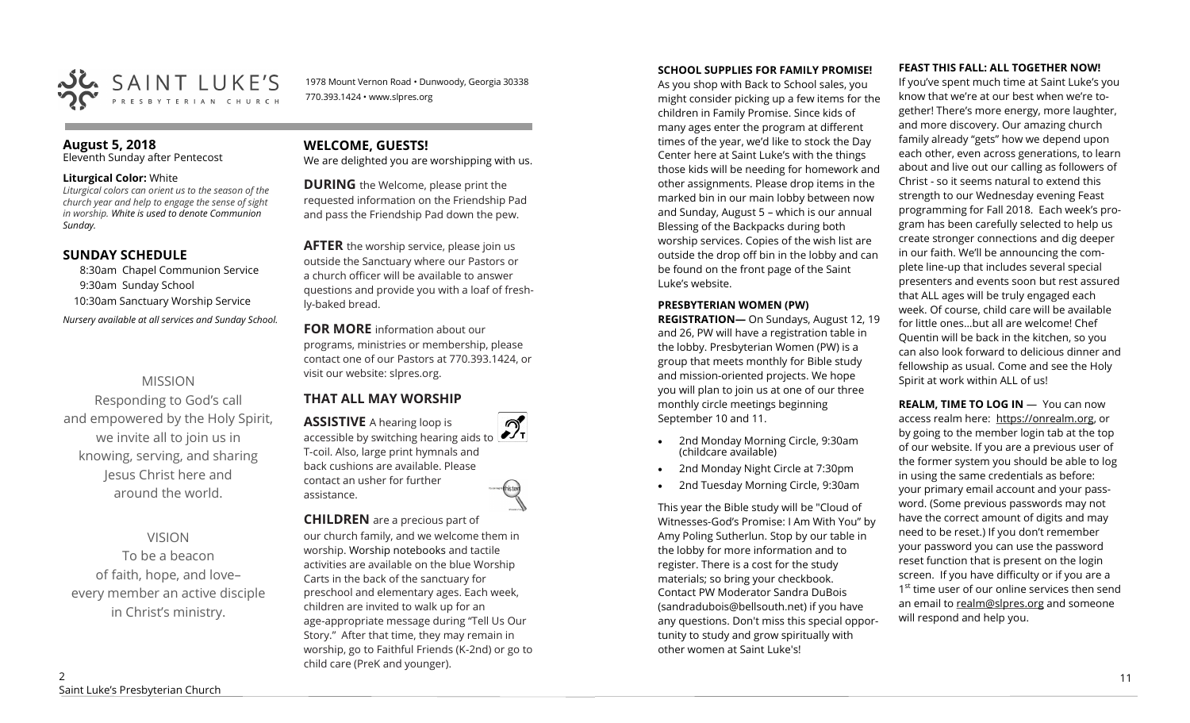SAINT LUKE'S PRESBYTERIAN CHURCH

1978 Mount Vernon Road • Dunwoody, Georgia 30338
770.393.1424 • www.slpres.org

**August 5, 2018**
Eleventh Sunday after Pentecost

**Liturgical Color:** White
*Liturgical colors can orient us to the season of the church year and help to engage the sense of sight in worship. White is used to denote Communion Sunday.*

## SUNDAY SCHEDULE

8:30am Chapel Communion Service
9:30am Sunday School
10:30am Sanctuary Worship Service

*Nursery available at all services and Sunday School.*

MISSION

Responding to God's call and empowered by the Holy Spirit, we invite all to join us in knowing, serving, and sharing Jesus Christ here and around the world.

VISION

To be a beacon of faith, hope, and love– every member an active disciple in Christ's ministry.

## WELCOME, GUESTS!

We are delighted you are worshipping with us.

**DURING** the Welcome, please print the requested information on the Friendship Pad and pass the Friendship Pad down the pew.

**AFTER** the worship service, please join us outside the Sanctuary where our Pastors or a church officer will be available to answer questions and provide you with a loaf of freshly-baked bread.

**FOR MORE** information about our programs, ministries or membership, please contact one of our Pastors at 770.393.1424, or visit our website: slpres.org.

## THAT ALL MAY WORSHIP

**ASSISTIVE** A hearing loop is accessible by switching hearing aids to T-coil. Also, large print hymnals and back cushions are available. Please contact an usher for further assistance.

**CHILDREN** are a precious part of our church family, and we welcome them in worship. Worship notebooks and tactile activities are available on the blue Worship Carts in the back of the sanctuary for preschool and elementary ages. Each week, children are invited to walk up for an age-appropriate message during "Tell Us Our Story." After that time, they may remain in worship, go to Faithful Friends (K-2nd) or go to child care (PreK and younger).

**SCHOOL SUPPLIES FOR FAMILY PROMISE!**

As you shop with Back to School sales, you might consider picking up a few items for the children in Family Promise. Since kids of many ages enter the program at different times of the year, we'd like to stock the Day Center here at Saint Luke's with the things those kids will be needing for homework and other assignments. Please drop items in the marked bin in our main lobby between now and Sunday, August 5 – which is our annual Blessing of the Backpacks during both worship services. Copies of the wish list are outside the drop off bin in the lobby and can be found on the front page of the Saint Luke's website.

**PRESBYTERIAN WOMEN (PW) REGISTRATION—** On Sundays, August 12, 19 and 26, PW will have a registration table in the lobby. Presbyterian Women (PW) is a group that meets monthly for Bible study and mission-oriented projects. We hope you will plan to join us at one of our three monthly circle meetings beginning September 10 and 11.

- 2nd Monday Morning Circle, 9:30am (childcare available)
- 2nd Monday Night Circle at 7:30pm
- 2nd Tuesday Morning Circle, 9:30am

This year the Bible study will be "Cloud of Witnesses-God's Promise: I Am With You" by Amy Poling Sutherlun. Stop by our table in the lobby for more information and to register. There is a cost for the study materials; so bring your checkbook. Contact PW Moderator Sandra DuBois (sandradubois@bellsouth.net) if you have any questions. Don't miss this special opportunity to study and grow spiritually with other women at Saint Luke's!

**FEAST THIS FALL: ALL TOGETHER NOW!**

If you've spent much time at Saint Luke's you know that we're at our best when we're together! There's more energy, more laughter, and more discovery. Our amazing church family already "gets" how we depend upon each other, even across generations, to learn about and live out our calling as followers of Christ - so it seems natural to extend this strength to our Wednesday evening Feast programming for Fall 2018. Each week's program has been carefully selected to help us create stronger connections and dig deeper in our faith. We'll be announcing the complete line-up that includes several special presenters and events soon but rest assured that ALL ages will be truly engaged each week. Of course, child care will be available for little ones…but all are welcome! Chef Quentin will be back in the kitchen, so you can also look forward to delicious dinner and fellowship as usual. Come and see the Holy Spirit at work within ALL of us!

**REALM, TIME TO LOG IN** — You can now access realm here: https://onrealm.org, or by going to the member login tab at the top of our website. If you are a previous user of the former system you should be able to log in using the same credentials as before: your primary email account and your password. (Some previous passwords may not have the correct amount of digits and may need to be reset.) If you don't remember your password you can use the password reset function that is present on the login screen. If you have difficulty or if you are a 1st time user of our online services then send an email to realm@slpres.org and someone will respond and help you.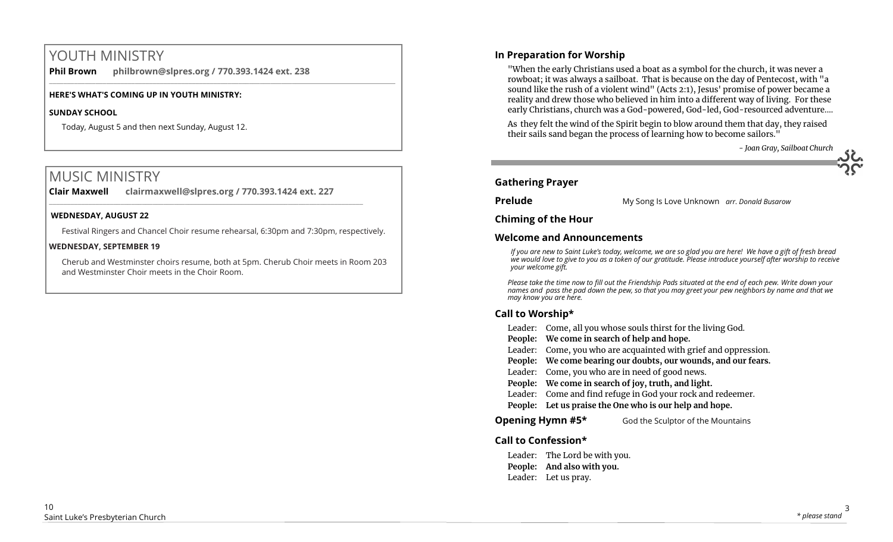## YOUTH MINISTRY

**Phil Brown** **philbrown@slpres.org / 770.393.1424 ext. 238**

**HERE'S WHAT'S COMING UP IN YOUTH MINISTRY:**

**SUNDAY SCHOOL**

Today, August 5 and then next Sunday, August 12.

## MUSIC MINISTRY

**Clair Maxwell** **clairmaxwell@slpres.org / 770.393.1424 ext. 227**

**WEDNESDAY, AUGUST 22**

Festival Ringers and Chancel Choir resume rehearsal, 6:30pm and 7:30pm, respectively.

**WEDNESDAY, SEPTEMBER 19**

Cherub and Westminster choirs resume, both at 5pm. Cherub Choir meets in Room 203 and Westminster Choir meets in the Choir Room.

### In Preparation for Worship

"When the early Christians used a boat as a symbol for the church, it was never a rowboat; it was always a sailboat. That is because on the day of Pentecost, with "a sound like the rush of a violent wind" (Acts 2:1), Jesus' promise of power became a reality and drew those who believed in him into a different way of living. For these early Christians, church was a God-powered, God-led, God-resourced adventure....

As they felt the wind of the Spirit begin to blow around them that day, they raised their sails sand began the process of learning how to become sailors."

*- Joan Gray, Sailboat Church*

### Gathering Prayer

**Prelude** My Song Is Love Unknown *arr. Donald Busarow*

### Chiming of the Hour

### Welcome and Announcements

*If you are new to Saint Luke's today, welcome, we are so glad you are here! We have a gift of fresh bread we would love to give to you as a token of our gratitude. Please introduce yourself after worship to receive your welcome gift.*

*Please take the time now to fill out the Friendship Pads situated at the end of each pew. Write down your names and pass the pad down the pew, so that you may greet your pew neighbors by name and that we may know you are here.*

### Call to Worship*

Leader: Come, all you whose souls thirst for the living God.
**People: We come in search of help and hope.**
Leader: Come, you who are acquainted with grief and oppression.
**People: We come bearing our doubts, our wounds, and our fears.**
Leader: Come, you who are in need of good news.
**People: We come in search of joy, truth, and light.**
Leader: Come and find refuge in God your rock and redeemer.
**People: Let us praise the One who is our help and hope.**

**Opening Hymn #5*** God the Sculptor of the Mountains

### Call to Confession*

Leader: The Lord be with you.
**People: And also with you.**
Leader: Let us pray.

* please stand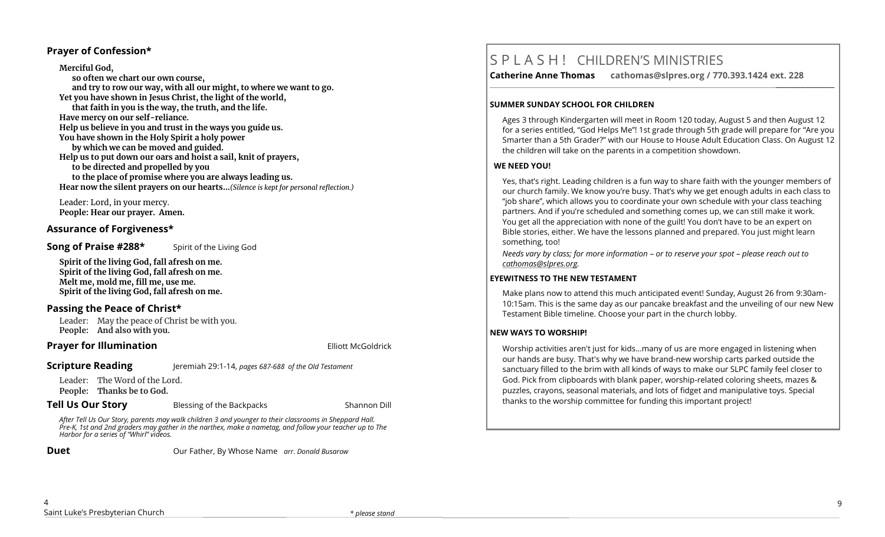## Prayer of Confession*

**Merciful God,**
**so often we chart our own course,**
**and try to row our way, with all our might, to where we want to go.**
**Yet you have shown in Jesus Christ, the light of the world,**
**that faith in you is the way, the truth, and the life.**
**Have mercy on our self-reliance.**
**Help us believe in you and trust in the ways you guide us.**
**You have shown in the Holy Spirit a holy power**
**by which we can be moved and guided.**
**Help us to put down our oars and hoist a sail, knit of prayers,**
**to be directed and propelled by you**
**to the place of promise where you are always leading us.**
**Hear now the silent prayers on our hearts…***(Silence is kept for personal reflection.)*

Leader: Lord, in your mercy.
**People: Hear our prayer. Amen.**

## Assurance of Forgiveness*

## Song of Praise #288* — Spirit of the Living God

**Spirit of the living God, fall afresh on me.**
**Spirit of the living God, fall afresh on me.**
**Melt me, mold me, fill me, use me.**
**Spirit of the living God, fall afresh on me.**

## Passing the Peace of Christ*

Leader: May the peace of Christ be with you.
**People: And also with you.**

## Prayer for Illumination — Elliott McGoldrick

## Scripture Reading — Jeremiah 29:1-14, *pages 687-688 of the Old Testament*

Leader: The Word of the Lord.
**People: Thanks be to God.**

## Tell Us Our Story — Blessing of the Backpacks — Shannon Dill

*After Tell Us Our Story, parents may walk children 3 and younger to their classrooms in Sheppard Hall. Pre-K, 1st and 2nd graders may gather in the narthex, make a nametag, and follow your teacher up to The Harbor for a series of "Whirl" videos.*

## Duet — Our Father, By Whose Name *arr. Donald Busarow*

\* please stand

# S P L A S H ! CHILDREN'S MINISTRIES

**Catherine Anne Thomas cathomas@slpres.org / 770.393.1424 ext. 228**

### SUMMER SUNDAY SCHOOL FOR CHILDREN

Ages 3 through Kindergarten will meet in Room 120 today, August 5 and then August 12 for a series entitled, "God Helps Me"! 1st grade through 5th grade will prepare for "Are you Smarter than a 5th Grader?" with our House to House Adult Education Class. On August 12 the children will take on the parents in a competition showdown.

### WE NEED YOU!

Yes, that's right. Leading children is a fun way to share faith with the younger members of our church family. We know you're busy. That's why we get enough adults in each class to "job share", which allows you to coordinate your own schedule with your class teaching partners. And if you're scheduled and something comes up, we can still make it work. You get all the appreciation with none of the guilt! You don't have to be an expert on Bible stories, either. We have the lessons planned and prepared. You just might learn something, too!

*Needs vary by class; for more information – or to reserve your spot – please reach out to cathomas@slpres.org.*

### EYEWITNESS TO THE NEW TESTAMENT

Make plans now to attend this much anticipated event! Sunday, August 26 from 9:30am-10:15am. This is the same day as our pancake breakfast and the unveiling of our new New Testament Bible timeline. Choose your part in the church lobby.

### NEW WAYS TO WORSHIP!

Worship activities aren't just for kids…many of us are more engaged in listening when our hands are busy. That's why we have brand-new worship carts parked outside the sanctuary filled to the brim with all kinds of ways to make our SLPC family feel closer to God. Pick from clipboards with blank paper, worship-related coloring sheets, mazes & puzzles, crayons, seasonal materials, and lots of fidget and manipulative toys. Special thanks to the worship committee for funding this important project!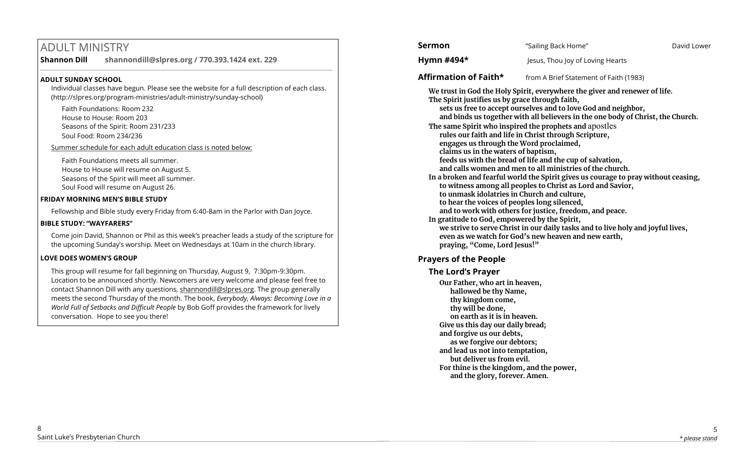# ADULT MINISTRY

**Shannon Dill** **shannondill@slpres.org / 770.393.1424 ext. 229**

### ADULT SUNDAY SCHOOL

Individual classes have begun. Please see the website for a full description of each class. (http://slpres.org/program-ministries/adult-ministry/sunday-school)

Faith Foundations: Room 232
House to House: Room 203
Seasons of the Spirit: Room 231/233
Soul Food: Room 234/236

Summer schedule for each adult education class is noted below:

Faith Foundations meets all summer.
House to House will resume on August 5.
Seasons of the Spirit will meet all summer.
Soul Food will resume on August 26.

### FRIDAY MORNING MEN'S BIBLE STUDY

Fellowship and Bible study every Friday from 6:40-8am in the Parlor with Dan Joyce.

### BIBLE STUDY: "WAYFARERS"

Come join David, Shannon or Phil as this week's preacher leads a study of the scripture for the upcoming Sunday's worship. Meet on Wednesdays at 10am in the church library.

### LOVE DOES WOMEN'S GROUP

This group will resume for fall beginning on Thursday, August 9, 7:30pm-9:30pm. Location to be announced shortly. Newcomers are very welcome and please feel free to contact Shannon Dill with any questions, shannondill@slpres.org. The group generally meets the second Thursday of the month. The book, *Everybody, Always: Becoming Love in a World Full of Setbacks and Difficult People* by Bob Goff provides the framework for lively conversation. Hope to see you there!

**Sermon** "Sailing Back Home" David Lower

**Hymn #494*** Jesus, Thou Joy of Loving Hearts

**Affirmation of Faith*** from A Brief Statement of Faith (1983)

**We trust in God the Holy Spirit, everywhere the giver and renewer of life.**
**The Spirit justifies us by grace through faith,**
**sets us free to accept ourselves and to love God and neighbor,**
**and binds us together with all believers in the one body of Christ, the Church.**
**The same Spirit who inspired the prophets and apostles**
**rules our faith and life in Christ through Scripture,**
**engages us through the Word proclaimed,**
**claims us in the waters of baptism,**
**feeds us with the bread of life and the cup of salvation,**
**and calls women and men to all ministries of the church.**
**In a broken and fearful world the Spirit gives us courage to pray without ceasing,**
**to witness among all peoples to Christ as Lord and Savior,**
**to unmask idolatries in Church and culture,**
**to hear the voices of peoples long silenced,**
**and to work with others for justice, freedom, and peace.**
**In gratitude to God, empowered by the Spirit,**
**we strive to serve Christ in our daily tasks and to live holy and joyful lives,**
**even as we watch for God's new heaven and new earth,**
**praying, "Come, Lord Jesus!"**

## Prayers of the People

### The Lord's Prayer

**Our Father, who art in heaven,**
**hallowed be thy Name,**
**thy kingdom come,**
**thy will be done,**
**on earth as it is in heaven.**
**Give us this day our daily bread;**
**and forgive us our debts,**
**as we forgive our debtors;**
**and lead us not into temptation,**
**but deliver us from evil.**
**For thine is the kingdom, and the power,**
**and the glory, forever. Amen.**

*\* please stand*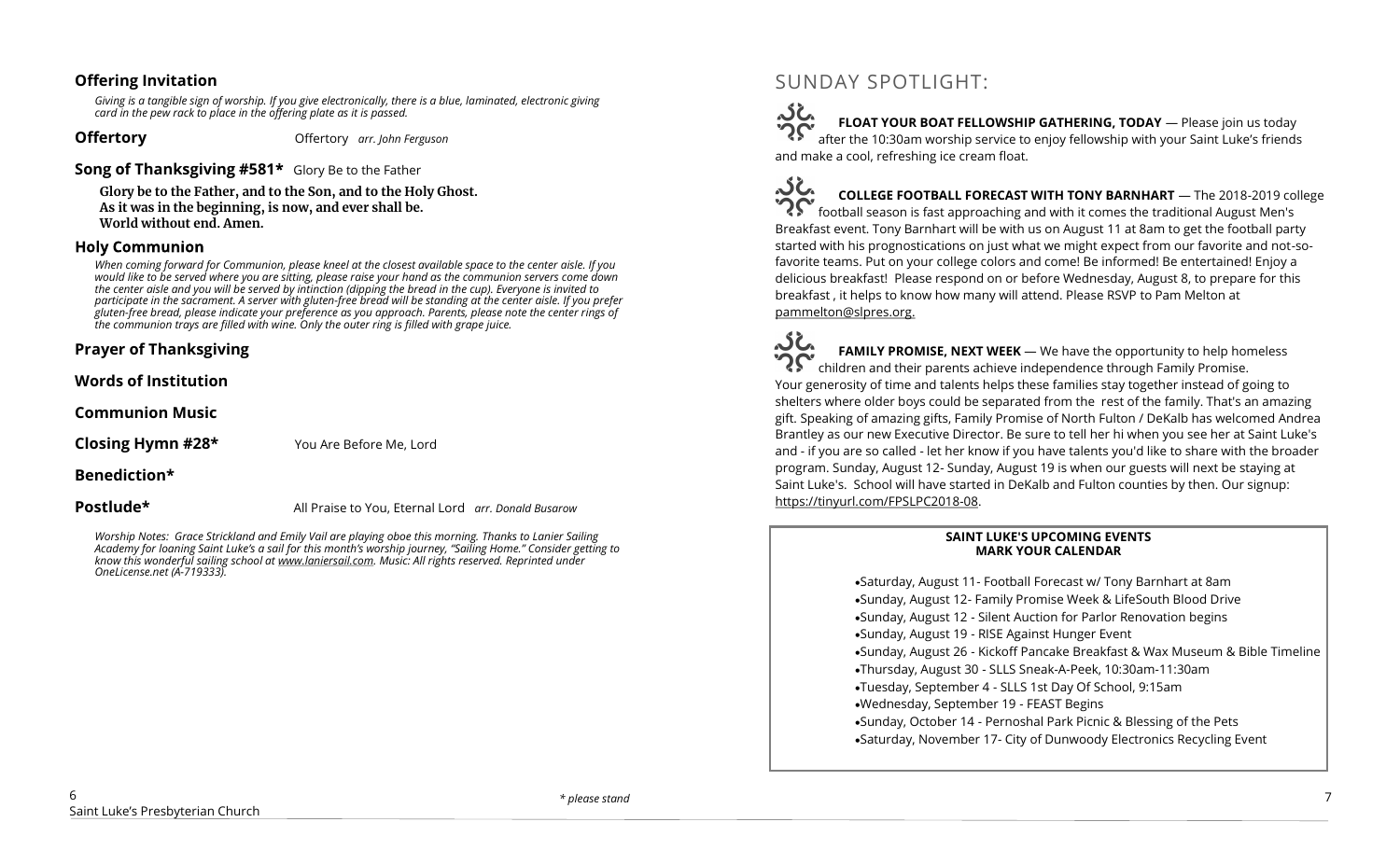### Offering Invitation

*Giving is a tangible sign of worship. If you give electronically, there is a blue, laminated, electronic giving card in the pew rack to place in the offering plate as it is passed.*

**Offertory** Offertory *arr. John Ferguson*

**Song of Thanksgiving #581*** Glory Be to the Father

**Glory be to the Father, and to the Son, and to the Holy Ghost.**
**As it was in the beginning, is now, and ever shall be.**
**World without end. Amen.**

### Holy Communion

*When coming forward for Communion, please kneel at the closest available space to the center aisle. If you would like to be served where you are sitting, please raise your hand as the communion servers come down the center aisle and you will be served by intinction (dipping the bread in the cup). Everyone is invited to participate in the sacrament. A server with gluten-free bread will be standing at the center aisle. If you prefer gluten-free bread, please indicate your preference as you approach. Parents, please note the center rings of the communion trays are filled with wine. Only the outer ring is filled with grape juice.*

### Prayer of Thanksgiving

### Words of Institution

### Communion Music

**Closing Hymn #28*** You Are Before Me, Lord

### Benediction*

**Postlude*** All Praise to You, Eternal Lord *arr. Donald Busarow*

*Worship Notes: Grace Strickland and Emily Vail are playing oboe this morning. Thanks to Lanier Sailing Academy for loaning Saint Luke's a sail for this month's worship journey, "Sailing Home." Consider getting to know this wonderful sailing school at www.laniersail.com. Music: All rights reserved. Reprinted under OneLicense.net (A-719333).*

*\* please stand*

## SUNDAY SPOTLIGHT:

**FLOAT YOUR BOAT FELLOWSHIP GATHERING, TODAY** — Please join us today after the 10:30am worship service to enjoy fellowship with your Saint Luke's friends and make a cool, refreshing ice cream float.

**COLLEGE FOOTBALL FORECAST WITH TONY BARNHART** — The 2018-2019 college football season is fast approaching and with it comes the traditional August Men's Breakfast event. Tony Barnhart will be with us on August 11 at 8am to get the football party started with his prognostications on just what we might expect from our favorite and not-so-favorite teams. Put on your college colors and come! Be informed! Be entertained! Enjoy a delicious breakfast! Please respond on or before Wednesday, August 8, to prepare for this breakfast , it helps to know how many will attend. Please RSVP to Pam Melton at pammelton@slpres.org.

**FAMILY PROMISE, NEXT WEEK** — We have the opportunity to help homeless children and their parents achieve independence through Family Promise. Your generosity of time and talents helps these families stay together instead of going to shelters where older boys could be separated from the rest of the family. That's an amazing gift. Speaking of amazing gifts, Family Promise of North Fulton / DeKalb has welcomed Andrea Brantley as our new Executive Director. Be sure to tell her hi when you see her at Saint Luke's and - if you are so called - let her know if you have talents you'd like to share with the broader program. Sunday, August 12- Sunday, August 19 is when our guests will next be staying at Saint Luke's. School will have started in DeKalb and Fulton counties by then. Our signup: https://tinyurl.com/FPSLPC2018-08.

**SAINT LUKE'S UPCOMING EVENTS**
**MARK YOUR CALENDAR**

- Saturday, August 11- Football Forecast w/ Tony Barnhart at 8am
- Sunday, August 12- Family Promise Week & LifeSouth Blood Drive
- Sunday, August 12 - Silent Auction for Parlor Renovation begins
- Sunday, August 19 - RISE Against Hunger Event
- Sunday, August 26 - Kickoff Pancake Breakfast & Wax Museum & Bible Timeline
- Thursday, August 30 - SLLS Sneak-A-Peek, 10:30am-11:30am
- Tuesday, September 4 - SLLS 1st Day Of School, 9:15am
- Wednesday, September 19 - FEAST Begins
- Sunday, October 14 - Pernoshal Park Picnic & Blessing of the Pets
- Saturday, November 17- City of Dunwoody Electronics Recycling Event